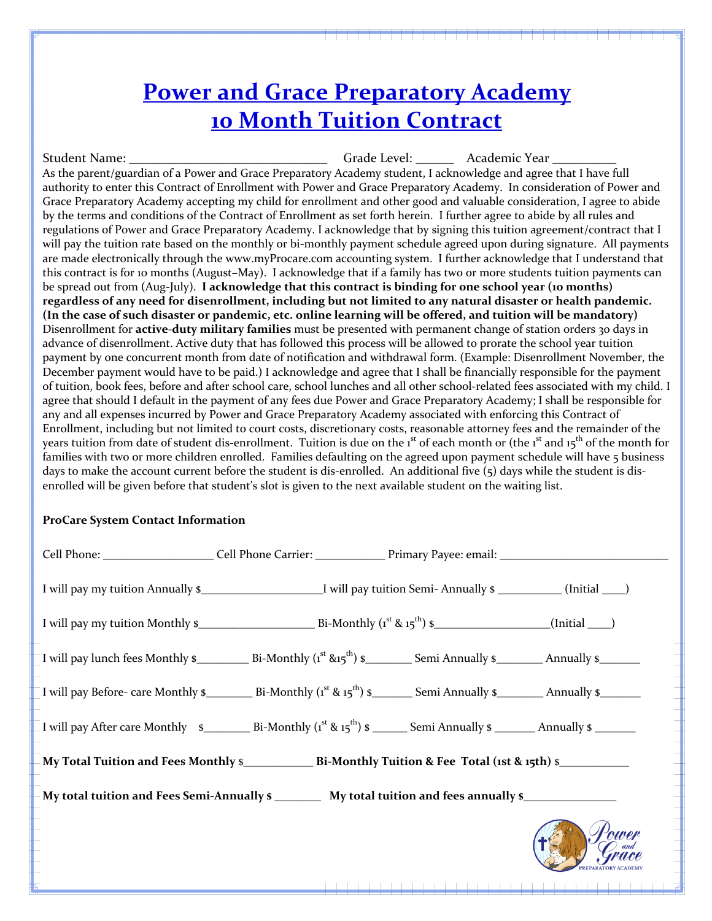# Power and Grace Preparatory Academy
# 10 Month Tuition Contract

Student Name: ______________________________ Grade Level: ______ Academic Year __________

As the parent/guardian of a Power and Grace Preparatory Academy student, I acknowledge and agree that I have full authority to enter this Contract of Enrollment with Power and Grace Preparatory Academy. In consideration of Power and Grace Preparatory Academy accepting my child for enrollment and other good and valuable consideration, I agree to abide by the terms and conditions of the Contract of Enrollment as set forth herein. I further agree to abide by all rules and regulations of Power and Grace Preparatory Academy. I acknowledge that by signing this tuition agreement/contract that I will pay the tuition rate based on the monthly or bi-monthly payment schedule agreed upon during signature. All payments are made electronically through the www.myProcare.com accounting system. I further acknowledge that I understand that this contract is for 10 months (August–May). I acknowledge that if a family has two or more students tuition payments can be spread out from (Aug-July). **I acknowledge that this contract is binding for one school year (10 months) regardless of any need for disenrollment, including but not limited to any natural disaster or health pandemic. (In the case of such disaster or pandemic, etc. online learning will be offered, and tuition will be mandatory)** Disenrollment for **active-duty military families** must be presented with permanent change of station orders 30 days in advance of disenrollment. Active duty that has followed this process will be allowed to prorate the school year tuition payment by one concurrent month from date of notification and withdrawal form. (Example: Disenrollment November, the December payment would have to be paid.) I acknowledge and agree that I shall be financially responsible for the payment of tuition, book fees, before and after school care, school lunches and all other school-related fees associated with my child. I agree that should I default in the payment of any fees due Power and Grace Preparatory Academy; I shall be responsible for any and all expenses incurred by Power and Grace Preparatory Academy associated with enforcing this Contract of Enrollment, including but not limited to court costs, discretionary costs, reasonable attorney fees and the remainder of the years tuition from date of student dis-enrollment. Tuition is due on the 1st of each month or (the 1st and 15th of the month for families with two or more children enrolled. Families defaulting on the agreed upon payment schedule will have 5 business days to make the account current before the student is dis-enrolled. An additional five (5) days while the student is dis-enrolled will be given before that student's slot is given to the next available student on the waiting list.

**ProCare System Contact Information**

Cell Phone: __________________ Cell Phone Carrier: ___________ Primary Payee: email: ____________________________

I will pay my tuition Annually $___________________ I will pay tuition Semi- Annually $ __________ (Initial ____)

I will pay my tuition Monthly $__________________ Bi-Monthly (1st & 15th) $__________________(Initial ____)

I will pay lunch fees Monthly $________ Bi-Monthly (1st &15th) $_______ Semi Annually $_______ Annually $_______

I will pay Before- care Monthly $_______ Bi-Monthly (1st & 15th) $_______ Semi Annually $_______ Annually $_______

I will pay After care Monthly $_______ Bi-Monthly (1st & 15th) $ ______ Semi Annually $ _______ Annually $ _______

**My Total Tuition and Fees Monthly** $___________ **Bi-Monthly Tuition & Fee Total (1st & 15th)** $___________

**My total tuition and Fees Semi-Annually $** _______ **My total tuition and fees annually $**_______________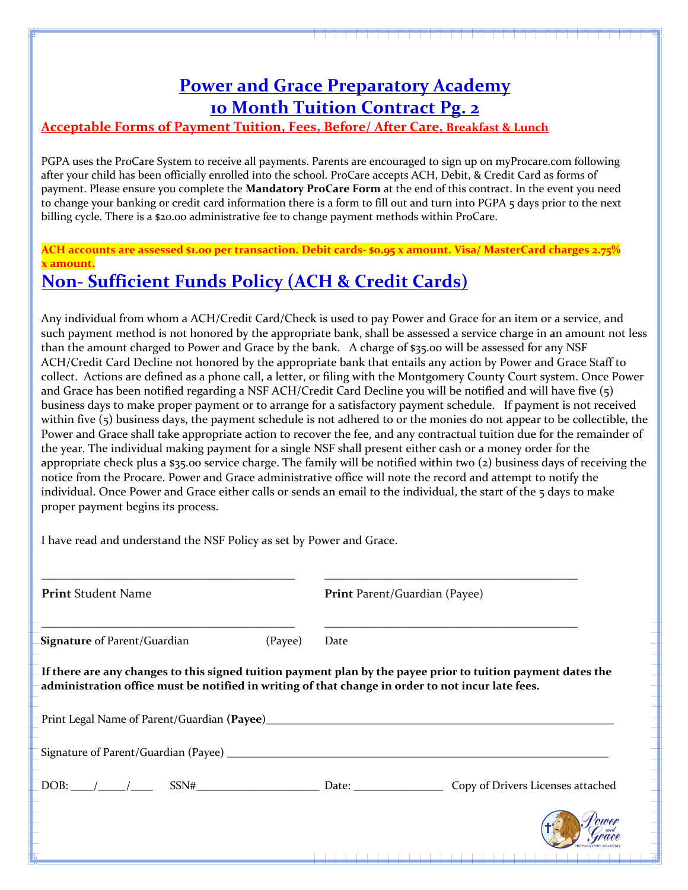# Power and Grace Preparatory Academy

## 10 Month Tuition Contract Pg. 2

### Acceptable Forms of Payment Tuition, Fees, Before/ After Care, Breakfast & Lunch

PGPA uses the ProCare System to receive all payments. Parents are encouraged to sign up on myProcare.com following after your child has been officially enrolled into the school. ProCare accepts ACH, Debit, & Credit Card as forms of payment. Please ensure you complete the **Mandatory ProCare Form** at the end of this contract. In the event you need to change your banking or credit card information there is a form to fill out and turn into PGPA 5 days prior to the next billing cycle. There is a $20.00 administrative fee to change payment methods within ProCare.

**ACH accounts are assessed $1.00 per transaction. Debit cards- $0.95 x amount. Visa/ MasterCard charges 2.75% x amount.**

## Non- Sufficient Funds Policy (ACH & Credit Cards)

Any individual from whom a ACH/Credit Card/Check is used to pay Power and Grace for an item or a service, and such payment method is not honored by the appropriate bank, shall be assessed a service charge in an amount not less than the amount charged to Power and Grace by the bank. A charge of $35.00 will be assessed for any NSF ACH/Credit Card Decline not honored by the appropriate bank that entails any action by Power and Grace Staff to collect. Actions are defined as a phone call, a letter, or filing with the Montgomery County Court system. Once Power and Grace has been notified regarding a NSF ACH/Credit Card Decline you will be notified and will have five (5) business days to make proper payment or to arrange for a satisfactory payment schedule. If payment is not received within five (5) business days, the payment schedule is not adhered to or the monies do not appear to be collectible, the Power and Grace shall take appropriate action to recover the fee, and any contractual tuition due for the remainder of the year. The individual making payment for a single NSF shall present either cash or a money order for the appropriate check plus a $35.00 service charge. The family will be notified within two (2) business days of receiving the notice from the Procare. Power and Grace administrative office will note the record and attempt to notify the individual. Once Power and Grace either calls or sends an email to the individual, the start of the 5 days to make proper payment begins its process.

I have read and understand the NSF Policy as set by Power and Grace.

\_\_\_\_\_\_\_\_\_\_\_\_\_\_\_\_\_\_\_\_\_\_\_\_\_\_\_\_\_\_\_\_\_\_\_\_\_\_\_\_ \_\_\_\_\_\_\_\_\_\_\_\_\_\_\_\_\_\_\_\_\_\_\_\_\_\_\_\_\_\_\_\_\_\_\_\_\_\_\_\_

**Print** Student Name **Print** Parent/Guardian (Payee)

\_\_\_\_\_\_\_\_\_\_\_\_\_\_\_\_\_\_\_\_\_\_\_\_\_\_\_\_\_\_\_\_\_\_\_\_\_\_\_\_ \_\_\_\_\_\_\_\_\_\_\_\_\_\_\_\_\_\_\_\_\_\_\_\_\_\_\_\_\_\_\_\_\_\_\_\_\_\_\_\_

**Signature** of Parent/Guardian (Payee) Date

**If there are any changes to this signed tuition payment plan by the payee prior to tuition payment dates the administration office must be notified in writing of that change in order to not incur late fees.**

Print Legal Name of Parent/Guardian (**Payee**)\_\_\_\_\_\_\_\_\_\_\_\_\_\_\_\_\_\_\_\_\_\_\_\_\_\_\_\_\_\_\_\_\_\_\_\_\_\_\_\_\_\_\_\_\_\_\_\_\_\_

Signature of Parent/Guardian (Payee) \_\_\_\_\_\_\_\_\_\_\_\_\_\_\_\_\_\_\_\_\_\_\_\_\_\_\_\_\_\_\_\_\_\_\_\_\_\_\_\_\_\_\_\_\_\_\_\_\_\_\_\_\_\_

DOB: \_\_\_\_/\_\_\_\_\_/\_\_\_\_ SSN#\_\_\_\_\_\_\_\_\_\_\_\_\_\_\_\_\_\_\_\_\_ Date: \_\_\_\_\_\_\_\_\_\_\_\_\_\_\_ Copy of Drivers Licenses attached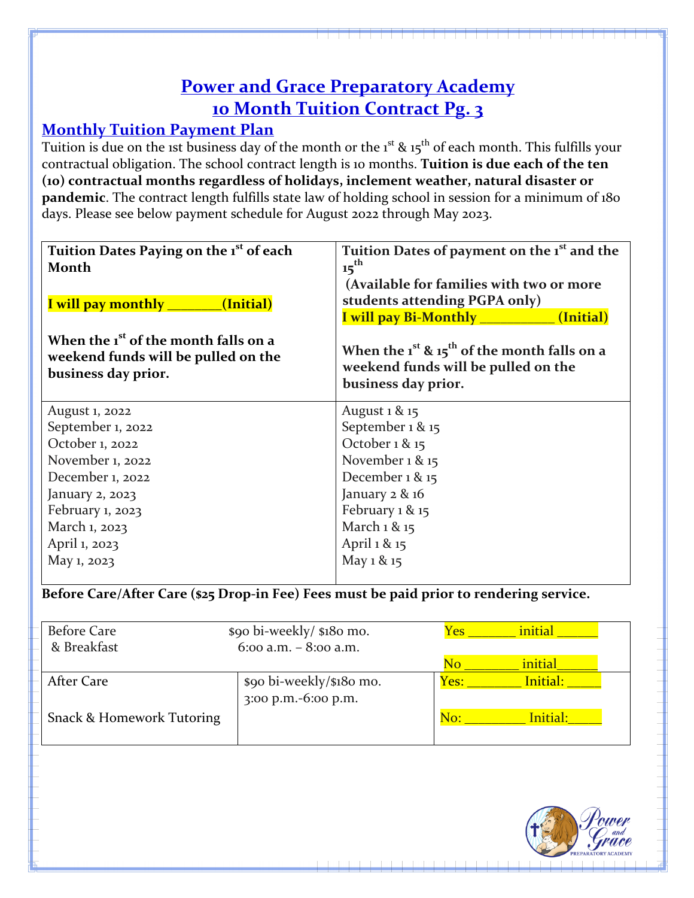# Power and Grace Preparatory Academy
# 10 Month Tuition Contract Pg. 3

## Monthly Tuition Payment Plan

Tuition is due on the 1st business day of the month or the 1st & 15th of each month. This fulfills your contractual obligation. The school contract length is 10 months. **Tuition is due each of the ten (10) contractual months regardless of holidays, inclement weather, natural disaster or pandemic**. The contract length fulfills state law of holding school in session for a minimum of 180 days. Please see below payment schedule for August 2022 through May 2023.

| **Tuition Dates Paying on the 1st of each Month**<br><br>**I will pay monthly _______(Initial)**<br><br>**When the 1st of the month falls on a weekend funds will be pulled on the business day prior.** | **Tuition Dates of payment on the 1st and the 15th**<br>**(Available for families with two or more students attending PGPA only)**<br>**I will pay Bi-Monthly __________ (Initial)**<br><br>**When the 1st & 15th of the month falls on a weekend funds will be pulled on the business day prior.** |
|---|---|
| August 1, 2022<br>September 1, 2022<br>October 1, 2022<br>November 1, 2022<br>December 1, 2022<br>January 2, 2023<br>February 1, 2023<br>March 1, 2023<br>April 1, 2023<br>May 1, 2023 | August 1 & 15<br>September 1 & 15<br>October 1 & 15<br>November 1 & 15<br>December 1 & 15<br>January 2 & 16<br>February 1 & 15<br>March 1 & 15<br>April 1 & 15<br>May 1 & 15 |

**Before Care/After Care ($25 Drop-in Fee) Fees must be paid prior to rendering service.**

| | | |
|---|---|---|
| Before Care<br>& Breakfast | $90 bi-weekly/ $180 mo.<br>6:00 a.m. – 8:00 a.m. | Yes ______ initial _____<br><br>No _______ initial_____ |
| After Care<br><br>Snack & Homework Tutoring | $90 bi-weekly/$180 mo.<br>3:00 p.m.-6:00 p.m. | Yes: _______ Initial: _____<br><br>No: ________ Initial:_____ |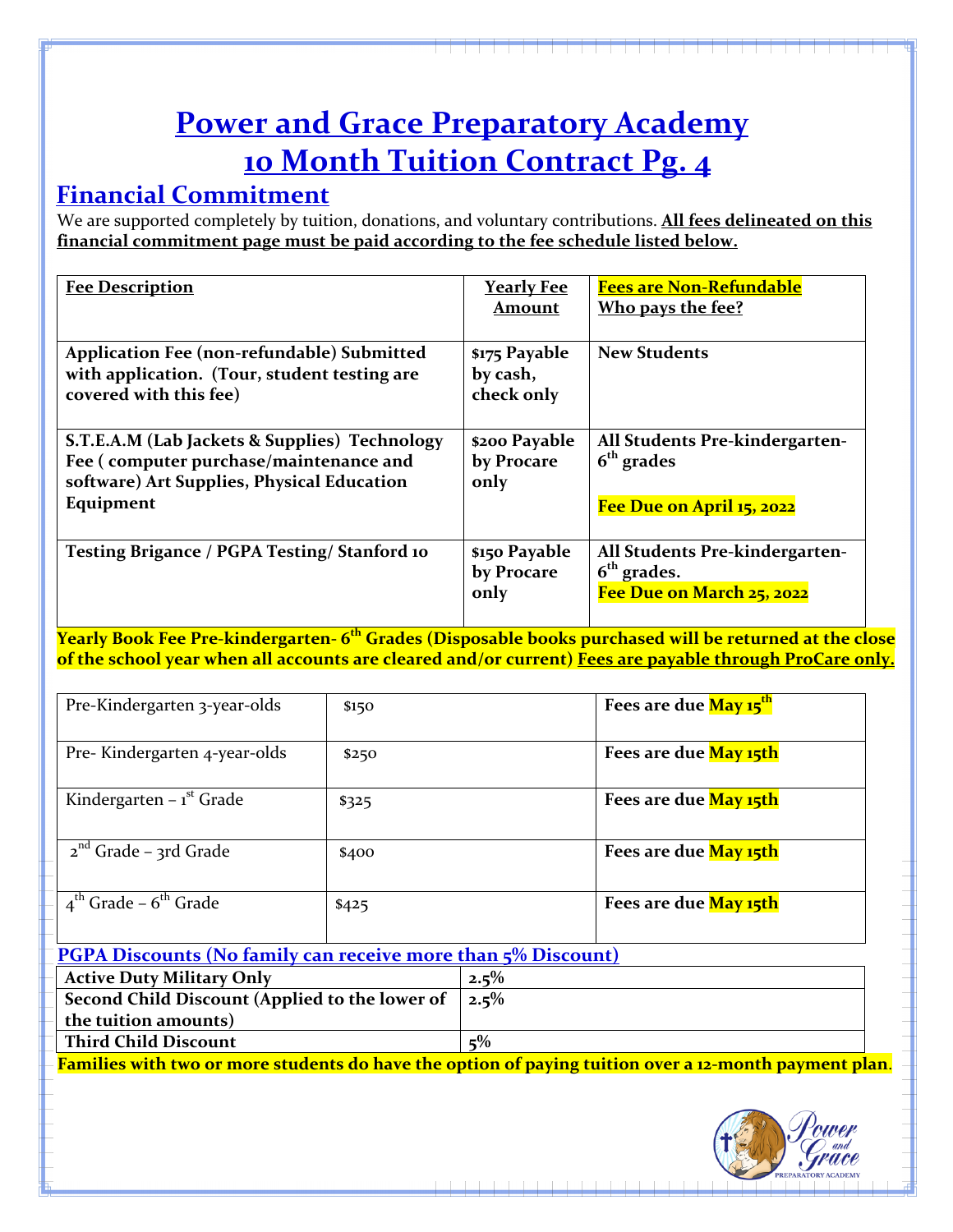# Power and Grace Preparatory Academy
# 10 Month Tuition Contract Pg. 4

## Financial Commitment

We are supported completely by tuition, donations, and voluntary contributions. **All fees delineated on this financial commitment page must be paid according to the fee schedule listed below.**

| Fee Description | Yearly Fee Amount | Fees are Non-Refundable Who pays the fee? |
|---|---|---|
| **Application Fee (non-refundable) Submitted with application. (Tour, student testing are covered with this fee)** | **$175 Payable by cash, check only** | **New Students** |
| **S.T.E.A.M (Lab Jackets & Supplies) Technology Fee ( computer purchase/maintenance and software) Art Supplies, Physical Education Equipment** | **$200 Payable by Procare only** | **All Students Pre-kindergarten- 6th grades**<br><br>**Fee Due on April 15, 2022** |
| **Testing Brigance / PGPA Testing/ Stanford 10** | **$150 Payable by Procare only** | **All Students Pre-kindergarten- 6th grades.**<br>**Fee Due on March 25, 2022** |

**Yearly Book Fee Pre-kindergarten- 6th Grades (Disposable books purchased will be returned at the close of the school year when all accounts are cleared and/or current) Fees are payable through ProCare only.**

| | | |
|---|---|---|
| Pre-Kindergarten 3-year-olds | $150 | **Fees are due May 15th** |
| Pre- Kindergarten 4-year-olds | $250 | **Fees are due May 15th** |
| Kindergarten – 1st Grade | $325 | **Fees are due May 15th** |
| 2nd Grade – 3rd Grade | $400 | **Fees are due May 15th** |
| 4th Grade – 6th Grade | $425 | **Fees are due May 15th** |

**PGPA Discounts (No family can receive more than 5% Discount)**

| | |
|---|---|
| **Active Duty Military Only** | **2.5%** |
| **Second Child Discount (Applied to the lower of the tuition amounts)** | **2.5%** |
| **Third Child Discount** | **5%** |

**Families with two or more students do have the option of paying tuition over a 12-month payment plan.**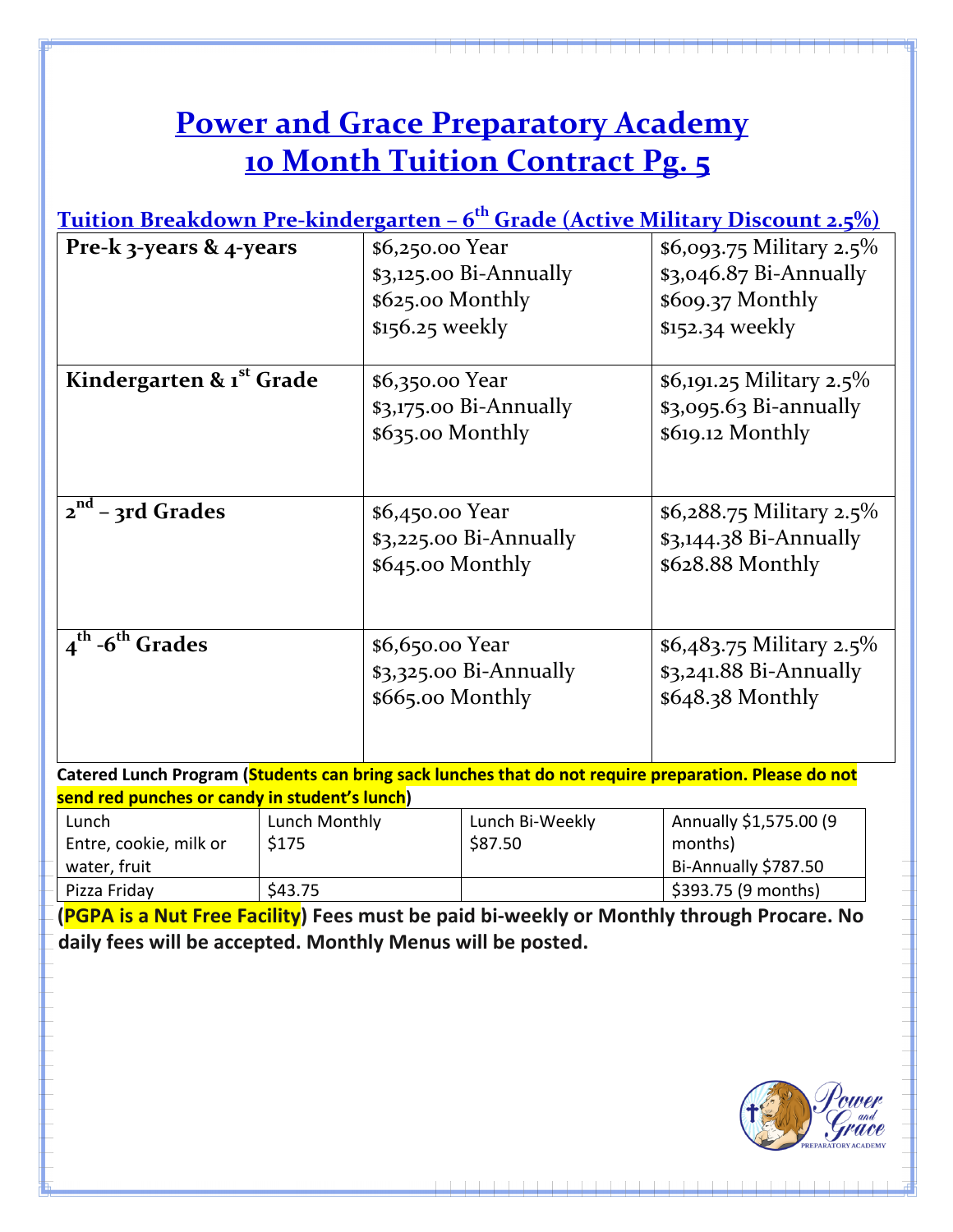# Power and Grace Preparatory Academy
# 10 Month Tuition Contract Pg. 5

## Tuition Breakdown Pre-kindergarten – 6th Grade (Active Military Discount 2.5%)

| | | |
|---|---|---|
| **Pre-k 3-years & 4-years** | $6,250.00 Year<br>$3,125.00 Bi-Annually<br>$625.00 Monthly<br>$156.25 weekly | $6,093.75 Military 2.5%<br>$3,046.87 Bi-Annually<br>$609.37 Monthly<br>$152.34 weekly |
| **Kindergarten & 1st Grade** | $6,350.00 Year<br>$3,175.00 Bi-Annually<br>$635.00 Monthly | $6,191.25 Military 2.5%<br>$3,095.63 Bi-annually<br>$619.12 Monthly |
| **2nd – 3rd Grades** | $6,450.00 Year<br>$3,225.00 Bi-Annually<br>$645.00 Monthly | $6,288.75 Military 2.5%<br>$3,144.38 Bi-Annually<br>$628.88 Monthly |
| **4th -6th Grades** | $6,650.00 Year<br>$3,325.00 Bi-Annually<br>$665.00 Monthly | $6,483.75 Military 2.5%<br>$3,241.88 Bi-Annually<br>$648.38 Monthly |

**Catered Lunch Program (Students can bring sack lunches that do not require preparation. Please do not send red punches or candy in student's lunch)**

| | | | |
|---|---|---|---|
| Lunch<br>Entre, cookie, milk or water, fruit | Lunch Monthly<br>$175 | Lunch Bi-Weekly<br>$87.50 | Annually $1,575.00 (9 months)<br>Bi-Annually $787.50 |
| Pizza Friday | $43.75 | | $393.75 (9 months) |

**(PGPA is a Nut Free Facility) Fees must be paid bi-weekly or Monthly through Procare. No daily fees will be accepted. Monthly Menus will be posted.**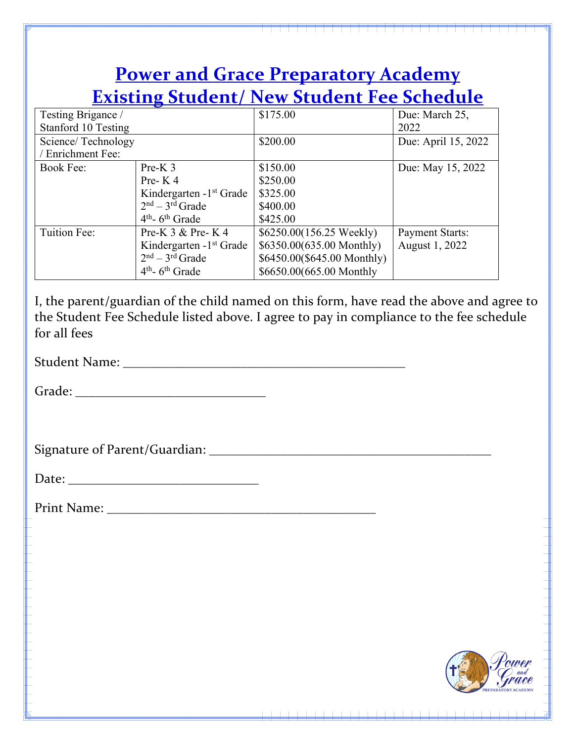# Power and Grace Preparatory Academy
# Existing Student/ New Student Fee Schedule

| Testing Brigance / Stanford 10 Testing | | $175.00 | Due: March 25, 2022 |
|---|---|---|---|
| Science/ Technology / Enrichment Fee: | | $200.00 | Due: April 15, 2022 |
| Book Fee: | Pre-K 3<br>Pre- K 4<br>Kindergarten -1st Grade<br>2nd – 3rd Grade<br>4th- 6th Grade | $150.00<br>$250.00<br>$325.00<br>$400.00<br>$425.00 | Due: May 15, 2022 |
| Tuition Fee: | Pre-K 3 & Pre- K 4<br>Kindergarten -1st Grade<br>2nd – 3rd Grade<br>4th- 6th Grade | $6250.00(156.25 Weekly)<br>$6350.00(635.00 Monthly)<br>$6450.00($645.00 Monthly)<br>$6650.00(665.00 Monthly | Payment Starts: August 1, 2022 |

I, the parent/guardian of the child named on this form, have read the above and agree to the Student Fee Schedule listed above. I agree to pay in compliance to the fee schedule for all fees

Student Name: ___________________________________________

Grade: ____________________________

Signature of Parent/Guardian: ___________________________________________

Date: ____________________________

Print Name: _________________________________________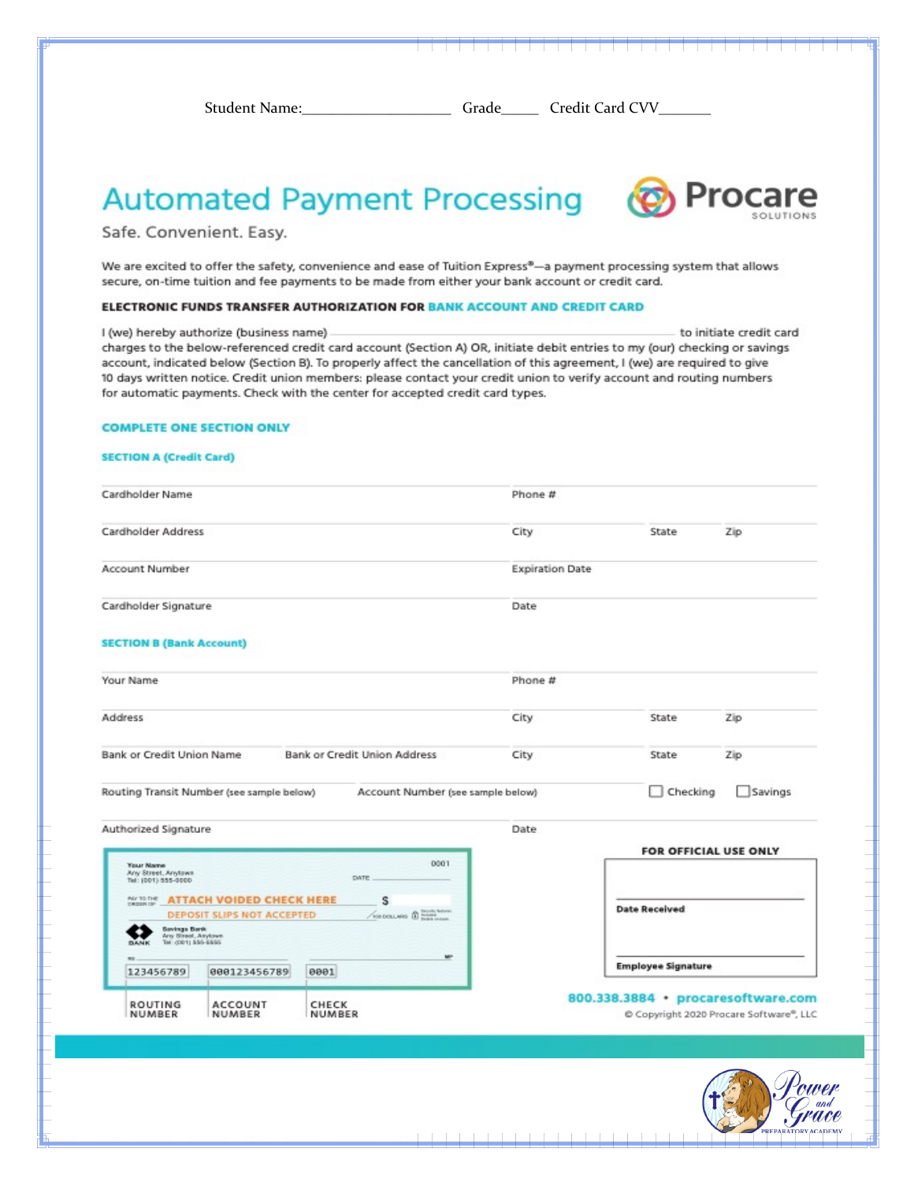Student Name:____________________ Grade_____ Credit Card CVV_______

# Automated Payment Processing

Procare SOLUTIONS

Safe. Convenient. Easy.

We are excited to offer the safety, convenience and ease of Tuition Express®—a payment processing system that allows secure, on-time tuition and fee payments to be made from either your bank account or credit card.

**ELECTRONIC FUNDS TRANSFER AUTHORIZATION FOR BANK ACCOUNT AND CREDIT CARD**

I (we) hereby authorize (business name) ________________________________________ to initiate credit card charges to the below-referenced credit card account (Section A) OR, initiate debit entries to my (our) checking or savings account, indicated below (Section B). To properly affect the cancellation of this agreement, I (we) are required to give 10 days written notice. Credit union members: please contact your credit union to verify account and routing numbers for automatic payments. Check with the center for accepted credit card types.

**COMPLETE ONE SECTION ONLY**

**SECTION A (Credit Card)**

Cardholder Name ____________________ Phone # ____________________

Cardholder Address ____________________ City __________ State _____ Zip _____

Account Number ____________________ Expiration Date ____________________

Cardholder Signature ____________________ Date ____________________

**SECTION B (Bank Account)**

Your Name ____________________ Phone # ____________________

Address ____________________ City __________ State _____ Zip _____

Bank or Credit Union Name __________ Bank or Credit Union Address __________ City __________ State _____ Zip _____

Routing Transit Number (see sample below) __________ Account Number (see sample below) __________ ☐ Checking ☐ Savings

Authorized Signature ____________________ Date ____________________

Your Name
Any Street, Anytown
Tel: (001) 555-0000

0001

DATE

PAY TO THE ORDER OF **ATTACH VOIDED CHECK HERE** $

DEPOSIT SLIPS NOT ACCEPTED

Savings Bank
Any Street, Anytown
Tel: (001) 555-5555

123456789 | 000123456789 | 0001

ROUTING NUMBER | ACCOUNT NUMBER | CHECK NUMBER

**FOR OFFICIAL USE ONLY**

Date Received ____________________

Employee Signature ____________________

800.338.3884 • procaresoftware.com

© Copyright 2020 Procare Software®, LLC

Power and Grace PREPARATORY ACADEMY